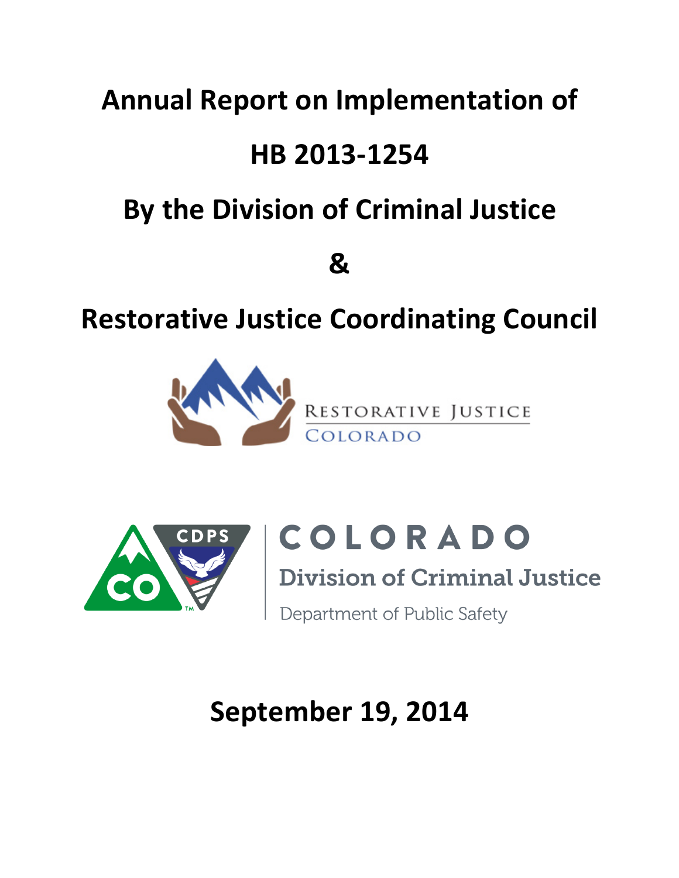# Annual Report on Implementation of

# HB 2013-1254

# By the Division of Criminal Justice

# &

# Restorative Justice Coordinating Council

Restorative Justice Colorado

COLORADO
Division of Criminal Justice
Department of Public Safety

## September 19, 2014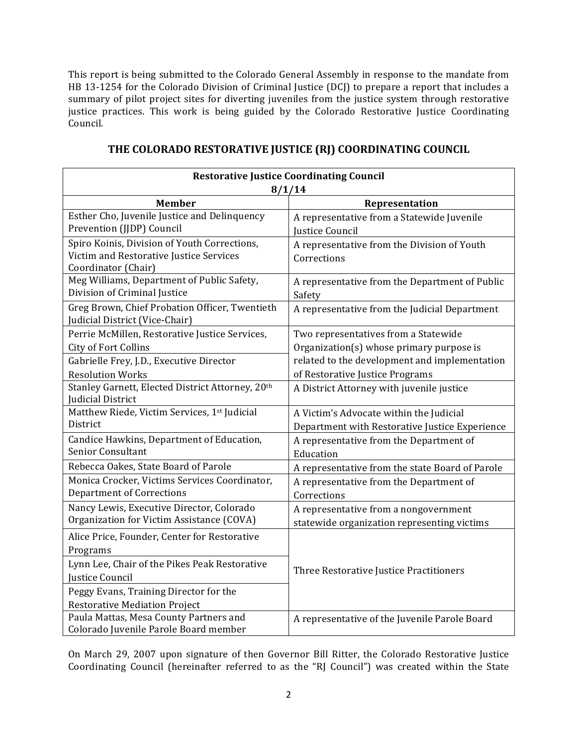This report is being submitted to the Colorado General Assembly in response to the mandate from HB 13-1254 for the Colorado Division of Criminal Justice (DCJ) to prepare a report that includes a summary of pilot project sites for diverting juveniles from the justice system through restorative justice practices. This work is being guided by the Colorado Restorative Justice Coordinating Council.

## THE COLORADO RESTORATIVE JUSTICE (RJ) COORDINATING COUNCIL

| **Restorative Justice Coordinating Council 8/1/14** | |
|---|---|
| **Member** | **Representation** |
| Esther Cho, Juvenile Justice and Delinquency Prevention (JJDP) Council | A representative from a Statewide Juvenile Justice Council |
| Spiro Koinis, Division of Youth Corrections, Victim and Restorative Justice Services Coordinator (Chair) | A representative from the Division of Youth Corrections |
| Meg Williams, Department of Public Safety, Division of Criminal Justice | A representative from the Department of Public Safety |
| Greg Brown, Chief Probation Officer, Twentieth Judicial District (Vice-Chair) | A representative from the Judicial Department |
| Perrie McMillen, Restorative Justice Services, City of Fort Collins | Two representatives from a Statewide Organization(s) whose primary purpose is related to the development and implementation of Restorative Justice Programs |
| Gabrielle Frey, J.D., Executive Director Resolution Works | |
| Stanley Garnett, Elected District Attorney, 20th Judicial District | A District Attorney with juvenile justice |
| Matthew Riede, Victim Services, 1st Judicial District | A Victim's Advocate within the Judicial Department with Restorative Justice Experience |
| Candice Hawkins, Department of Education, Senior Consultant | A representative from the Department of Education |
| Rebecca Oakes, State Board of Parole | A representative from the state Board of Parole |
| Monica Crocker, Victims Services Coordinator, Department of Corrections | A representative from the Department of Corrections |
| Nancy Lewis, Executive Director, Colorado Organization for Victim Assistance (COVA) | A representative from a nongovernment statewide organization representing victims |
| Alice Price, Founder, Center for Restorative Programs | Three Restorative Justice Practitioners |
| Lynn Lee, Chair of the Pikes Peak Restorative Justice Council | |
| Peggy Evans, Training Director for the Restorative Mediation Project | |
| Paula Mattas, Mesa County Partners and Colorado Juvenile Parole Board member | A representative of the Juvenile Parole Board |

On March 29, 2007 upon signature of then Governor Bill Ritter, the Colorado Restorative Justice Coordinating Council (hereinafter referred to as the "RJ Council") was created within the State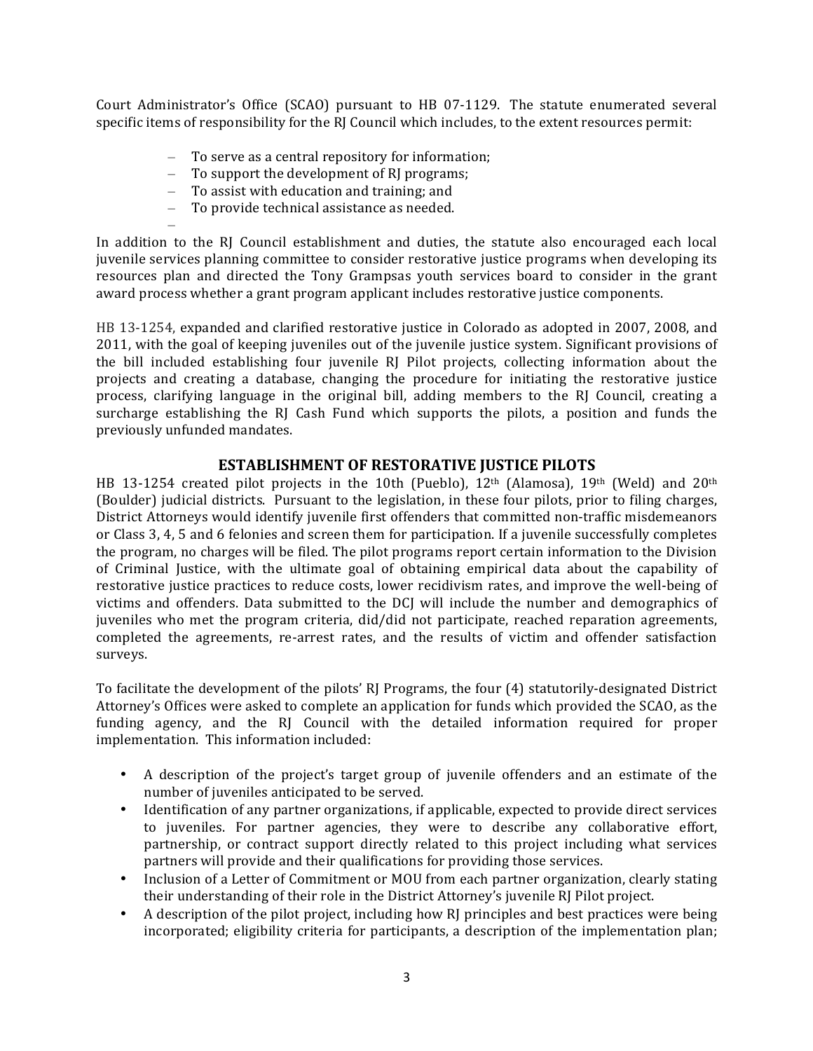Court Administrator's Office (SCAO) pursuant to HB 07-1129. The statute enumerated several specific items of responsibility for the RJ Council which includes, to the extent resources permit:

- To serve as a central repository for information;
- To support the development of RJ programs;
- To assist with education and training; and
- To provide technical assistance as needed.

In addition to the RJ Council establishment and duties, the statute also encouraged each local juvenile services planning committee to consider restorative justice programs when developing its resources plan and directed the Tony Grampsas youth services board to consider in the grant award process whether a grant program applicant includes restorative justice components.

HB 13-1254, expanded and clarified restorative justice in Colorado as adopted in 2007, 2008, and 2011, with the goal of keeping juveniles out of the juvenile justice system. Significant provisions of the bill included establishing four juvenile RJ Pilot projects, collecting information about the projects and creating a database, changing the procedure for initiating the restorative justice process, clarifying language in the original bill, adding members to the RJ Council, creating a surcharge establishing the RJ Cash Fund which supports the pilots, a position and funds the previously unfunded mandates.

## ESTABLISHMENT OF RESTORATIVE JUSTICE PILOTS

HB 13-1254 created pilot projects in the 10th (Pueblo), 12th (Alamosa), 19th (Weld) and 20th (Boulder) judicial districts. Pursuant to the legislation, in these four pilots, prior to filing charges, District Attorneys would identify juvenile first offenders that committed non-traffic misdemeanors or Class 3, 4, 5 and 6 felonies and screen them for participation. If a juvenile successfully completes the program, no charges will be filed. The pilot programs report certain information to the Division of Criminal Justice, with the ultimate goal of obtaining empirical data about the capability of restorative justice practices to reduce costs, lower recidivism rates, and improve the well-being of victims and offenders. Data submitted to the DCJ will include the number and demographics of juveniles who met the program criteria, did/did not participate, reached reparation agreements, completed the agreements, re-arrest rates, and the results of victim and offender satisfaction surveys.

To facilitate the development of the pilots' RJ Programs, the four (4) statutorily-designated District Attorney's Offices were asked to complete an application for funds which provided the SCAO, as the funding agency, and the RJ Council with the detailed information required for proper implementation. This information included:

- A description of the project's target group of juvenile offenders and an estimate of the number of juveniles anticipated to be served.
- Identification of any partner organizations, if applicable, expected to provide direct services to juveniles. For partner agencies, they were to describe any collaborative effort, partnership, or contract support directly related to this project including what services partners will provide and their qualifications for providing those services.
- Inclusion of a Letter of Commitment or MOU from each partner organization, clearly stating their understanding of their role in the District Attorney's juvenile RJ Pilot project.
- A description of the pilot project, including how RJ principles and best practices were being incorporated; eligibility criteria for participants, a description of the implementation plan;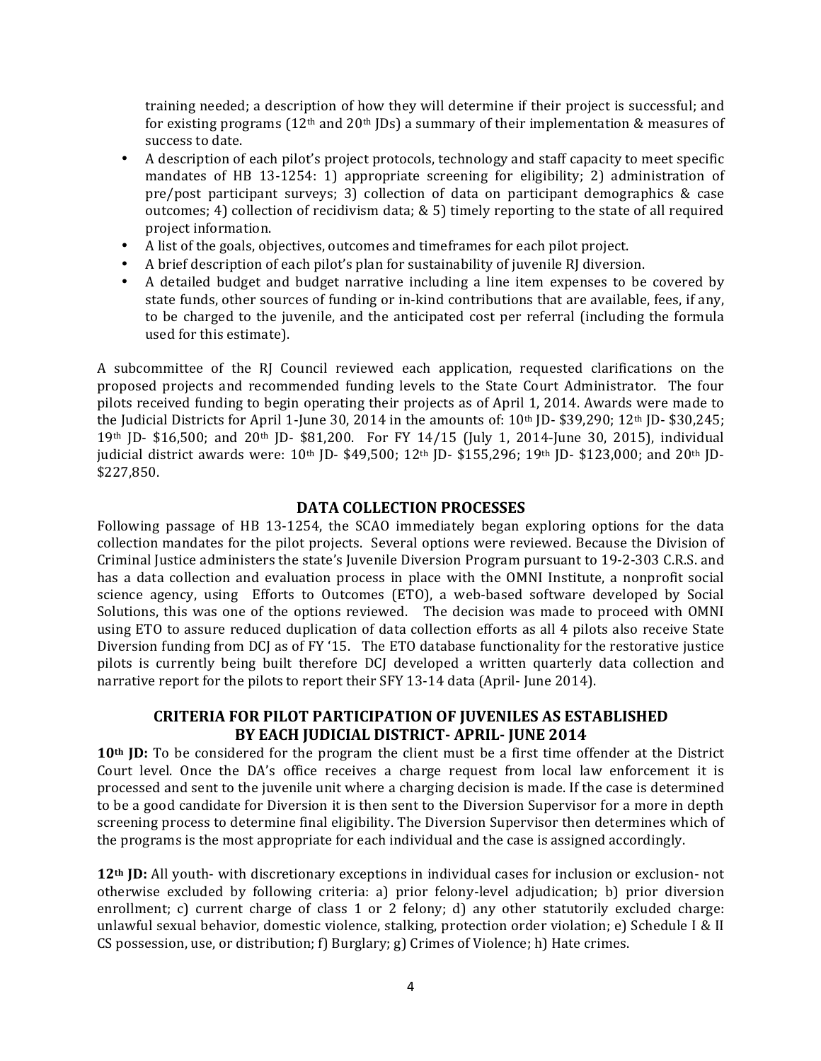training needed; a description of how they will determine if their project is successful; and for existing programs (12th and 20th JDs) a summary of their implementation & measures of success to date.

- A description of each pilot's project protocols, technology and staff capacity to meet specific mandates of HB 13-1254: 1) appropriate screening for eligibility; 2) administration of pre/post participant surveys; 3) collection of data on participant demographics & case outcomes; 4) collection of recidivism data; & 5) timely reporting to the state of all required project information.
- A list of the goals, objectives, outcomes and timeframes for each pilot project.
- A brief description of each pilot's plan for sustainability of juvenile RJ diversion.
- A detailed budget and budget narrative including a line item expenses to be covered by state funds, other sources of funding or in-kind contributions that are available, fees, if any, to be charged to the juvenile, and the anticipated cost per referral (including the formula used for this estimate).

A subcommittee of the RJ Council reviewed each application, requested clarifications on the proposed projects and recommended funding levels to the State Court Administrator. The four pilots received funding to begin operating their projects as of April 1, 2014. Awards were made to the Judicial Districts for April 1-June 30, 2014 in the amounts of: 10th JD- $39,290; 12th JD- $30,245; 19th JD- $16,500; and 20th JD- $81,200. For FY 14/15 (July 1, 2014-June 30, 2015), individual judicial district awards were: 10th JD- $49,500; 12th JD- $155,296; 19th JD- $123,000; and 20th JD- $227,850.

## DATA COLLECTION PROCESSES

Following passage of HB 13-1254, the SCAO immediately began exploring options for the data collection mandates for the pilot projects. Several options were reviewed. Because the Division of Criminal Justice administers the state's Juvenile Diversion Program pursuant to 19-2-303 C.R.S. and has a data collection and evaluation process in place with the OMNI Institute, a nonprofit social science agency, using Efforts to Outcomes (ETO), a web-based software developed by Social Solutions, this was one of the options reviewed. The decision was made to proceed with OMNI using ETO to assure reduced duplication of data collection efforts as all 4 pilots also receive State Diversion funding from DCJ as of FY '15. The ETO database functionality for the restorative justice pilots is currently being built therefore DCJ developed a written quarterly data collection and narrative report for the pilots to report their SFY 13-14 data (April- June 2014).

## CRITERIA FOR PILOT PARTICIPATION OF JUVENILES AS ESTABLISHED BY EACH JUDICIAL DISTRICT- APRIL- JUNE 2014

**10th JD:** To be considered for the program the client must be a first time offender at the District Court level. Once the DA's office receives a charge request from local law enforcement it is processed and sent to the juvenile unit where a charging decision is made. If the case is determined to be a good candidate for Diversion it is then sent to the Diversion Supervisor for a more in depth screening process to determine final eligibility. The Diversion Supervisor then determines which of the programs is the most appropriate for each individual and the case is assigned accordingly.

**12th JD:** All youth- with discretionary exceptions in individual cases for inclusion or exclusion- not otherwise excluded by following criteria: a) prior felony-level adjudication; b) prior diversion enrollment; c) current charge of class 1 or 2 felony; d) any other statutorily excluded charge: unlawful sexual behavior, domestic violence, stalking, protection order violation; e) Schedule I & II CS possession, use, or distribution; f) Burglary; g) Crimes of Violence; h) Hate crimes.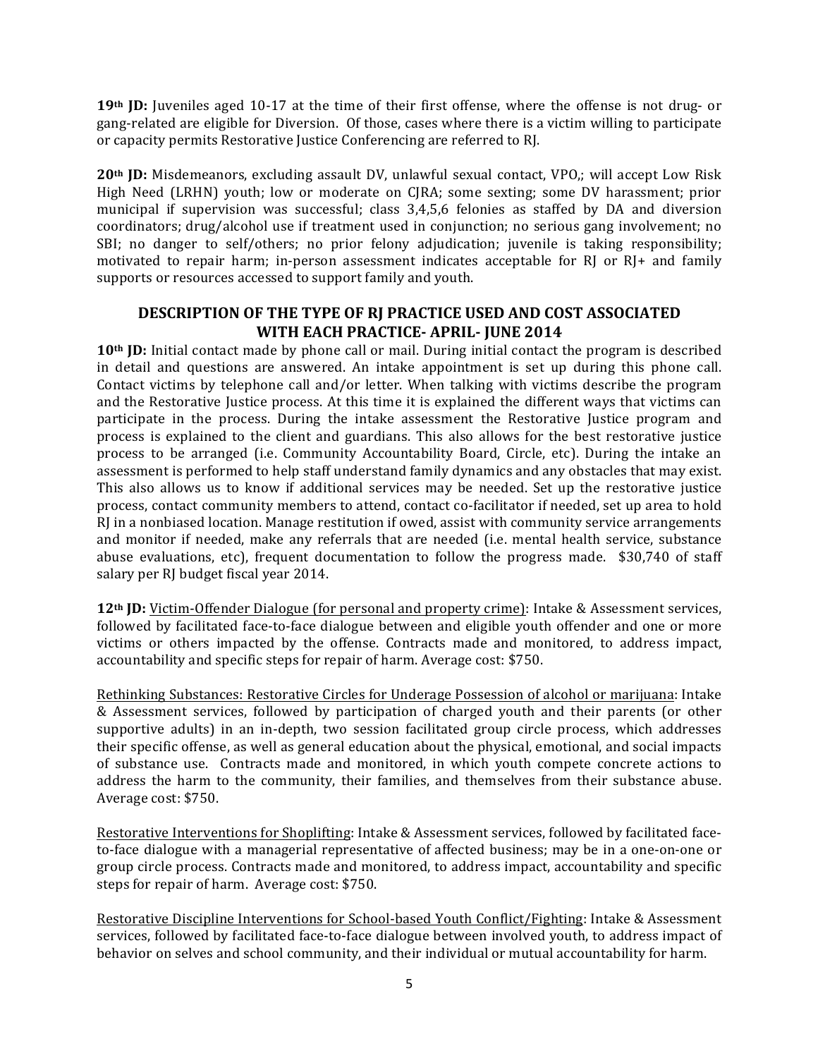**19th JD:** Juveniles aged 10-17 at the time of their first offense, where the offense is not drug- or gang-related are eligible for Diversion. Of those, cases where there is a victim willing to participate or capacity permits Restorative Justice Conferencing are referred to RJ.

**20th JD:** Misdemeanors, excluding assault DV, unlawful sexual contact, VPO,; will accept Low Risk High Need (LRHN) youth; low or moderate on CJRA; some sexting; some DV harassment; prior municipal if supervision was successful; class 3,4,5,6 felonies as staffed by DA and diversion coordinators; drug/alcohol use if treatment used in conjunction; no serious gang involvement; no SBI; no danger to self/others; no prior felony adjudication; juvenile is taking responsibility; motivated to repair harm; in-person assessment indicates acceptable for RJ or RJ+ and family supports or resources accessed to support family and youth.

## DESCRIPTION OF THE TYPE OF RJ PRACTICE USED AND COST ASSOCIATED WITH EACH PRACTICE- APRIL- JUNE 2014

**10th JD:** Initial contact made by phone call or mail. During initial contact the program is described in detail and questions are answered. An intake appointment is set up during this phone call. Contact victims by telephone call and/or letter. When talking with victims describe the program and the Restorative Justice process. At this time it is explained the different ways that victims can participate in the process. During the intake assessment the Restorative Justice program and process is explained to the client and guardians. This also allows for the best restorative justice process to be arranged (i.e. Community Accountability Board, Circle, etc). During the intake an assessment is performed to help staff understand family dynamics and any obstacles that may exist. This also allows us to know if additional services may be needed. Set up the restorative justice process, contact community members to attend, contact co-facilitator if needed, set up area to hold RJ in a nonbiased location. Manage restitution if owed, assist with community service arrangements and monitor if needed, make any referrals that are needed (i.e. mental health service, substance abuse evaluations, etc), frequent documentation to follow the progress made. $30,740 of staff salary per RJ budget fiscal year 2014.

**12th JD:** Victim-Offender Dialogue (for personal and property crime): Intake & Assessment services, followed by facilitated face-to-face dialogue between and eligible youth offender and one or more victims or others impacted by the offense. Contracts made and monitored, to address impact, accountability and specific steps for repair of harm. Average cost: $750.

Rethinking Substances: Restorative Circles for Underage Possession of alcohol or marijuana: Intake & Assessment services, followed by participation of charged youth and their parents (or other supportive adults) in an in-depth, two session facilitated group circle process, which addresses their specific offense, as well as general education about the physical, emotional, and social impacts of substance use. Contracts made and monitored, in which youth compete concrete actions to address the harm to the community, their families, and themselves from their substance abuse. Average cost: $750.

Restorative Interventions for Shoplifting: Intake & Assessment services, followed by facilitated face-to-face dialogue with a managerial representative of affected business; may be in a one-on-one or group circle process. Contracts made and monitored, to address impact, accountability and specific steps for repair of harm. Average cost: $750.

Restorative Discipline Interventions for School-based Youth Conflict/Fighting: Intake & Assessment services, followed by facilitated face-to-face dialogue between involved youth, to address impact of behavior on selves and school community, and their individual or mutual accountability for harm.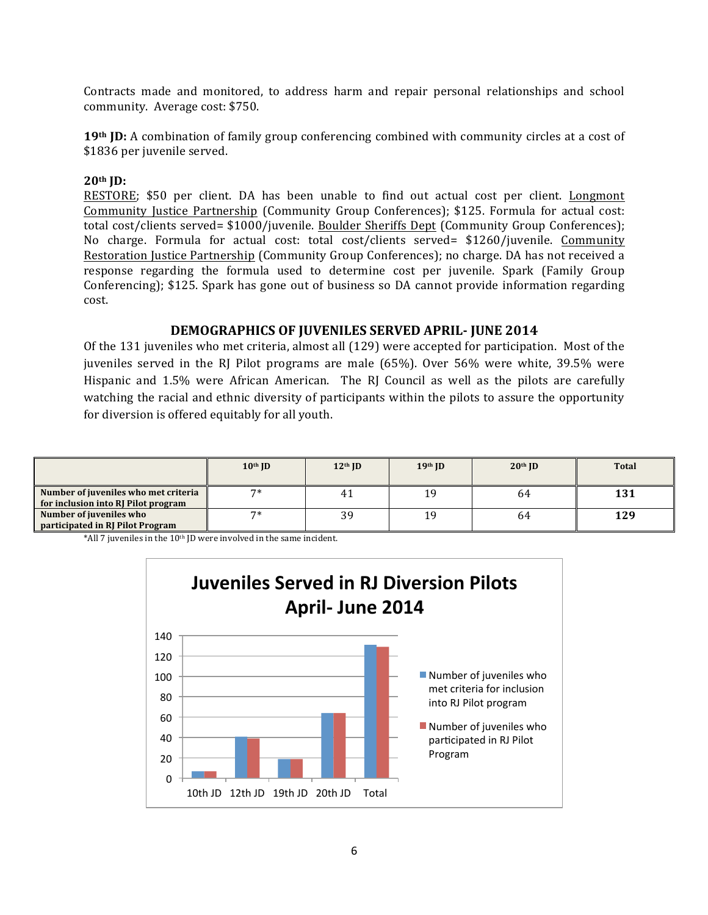Contracts made and monitored, to address harm and repair personal relationships and school community. Average cost: $750.

**19th JD:** A combination of family group conferencing combined with community circles at a cost of $1836 per juvenile served.

**20th JD:**
RESTORE; $50 per client. DA has been unable to find out actual cost per client. Longmont Community Justice Partnership (Community Group Conferences); $125. Formula for actual cost: total cost/clients served= $1000/juvenile. Boulder Sheriffs Dept (Community Group Conferences); No charge. Formula for actual cost: total cost/clients served= $1260/juvenile. Community Restoration Justice Partnership (Community Group Conferences); no charge. DA has not received a response regarding the formula used to determine cost per juvenile. Spark (Family Group Conferencing); $125. Spark has gone out of business so DA cannot provide information regarding cost.

## DEMOGRAPHICS OF JUVENILES SERVED APRIL- JUNE 2014

Of the 131 juveniles who met criteria, almost all (129) were accepted for participation. Most of the juveniles served in the RJ Pilot programs are male (65%). Over 56% were white, 39.5% were Hispanic and 1.5% were African American. The RJ Council as well as the pilots are carefully watching the racial and ethnic diversity of participants within the pilots to assure the opportunity for diversion is offered equitably for all youth.

| | 10th JD | 12th JD | 19th JD | 20th JD | Total |
|---|---|---|---|---|---|
| **Number of juveniles who met criteria for inclusion into RJ Pilot program** | 7* | 41 | 19 | 64 | **131** |
| **Number of juveniles who participated in RJ Pilot Program** | 7* | 39 | 19 | 64 | **129** |

*All 7 juveniles in the 10th JD were involved in the same incident.

**Juveniles Served in RJ Diversion Pilots April- June 2014**

| | 10th JD | 12th JD | 19th JD | 20th JD | Total |
|---|---|---|---|---|---|
| Number of juveniles who met criteria for inclusion into RJ Pilot program | 7 | 41 | 19 | 64 | 131 |
| Number of juveniles who participated in RJ Pilot Program | 7 | 39 | 19 | 64 | 129 |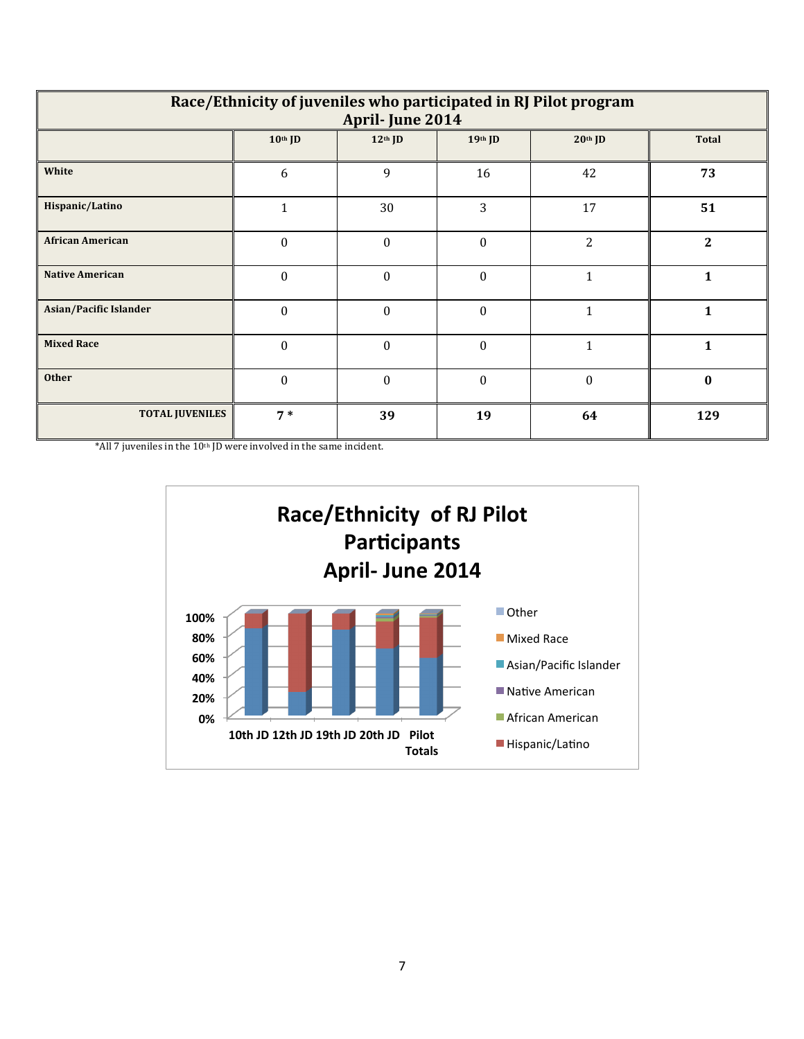| Race/Ethnicity of juveniles who participated in RJ Pilot program April- June 2014 | | | | | |
|---|---|---|---|---|---|
| | 10th JD | 12th JD | 19th JD | 20th JD | Total |
| White | 6 | 9 | 16 | 42 | **73** |
| Hispanic/Latino | 1 | 30 | 3 | 17 | **51** |
| African American | 0 | 0 | 0 | 2 | **2** |
| Native American | 0 | 0 | 0 | 1 | **1** |
| Asian/Pacific Islander | 0 | 0 | 0 | 1 | **1** |
| Mixed Race | 0 | 0 | 0 | 1 | **1** |
| Other | 0 | 0 | 0 | 0 | **0** |
| TOTAL JUVENILES | **7 \*** | **39** | **19** | **64** | **129** |

*All 7 juveniles in the 10th JD were involved in the same incident.

**Race/Ethnicity of RJ Pilot Participants April- June 2014**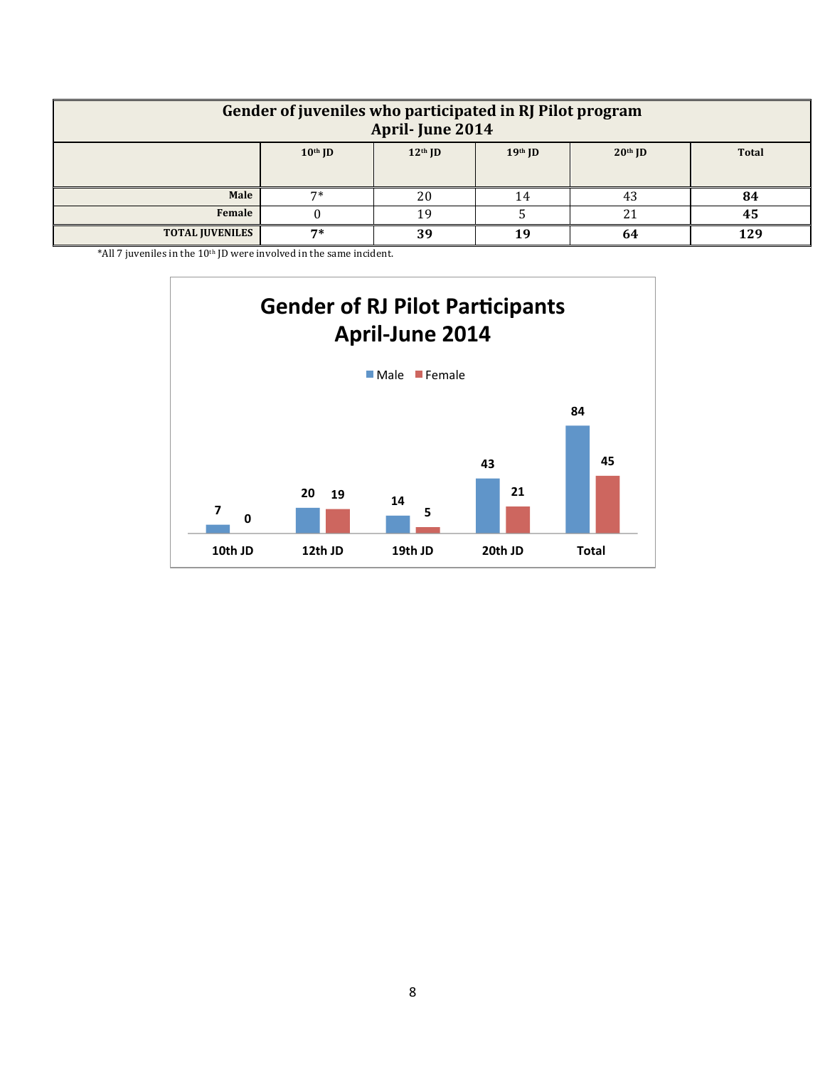| Gender of juveniles who participated in RJ Pilot program April- June 2014 | | | | | |
|---|---|---|---|---|---|
| | 10th JD | 12th JD | 19th JD | 20th JD | Total |
| **Male** | 7* | 20 | 14 | 43 | **84** |
| **Female** | 0 | 19 | 5 | 21 | **45** |
| **TOTAL JUVENILES** | **7*** | **39** | **19** | **64** | **129** |

*All 7 juveniles in the 10th JD were involved in the same incident.

**Gender of RJ Pilot Participants April-June 2014**

| | Male | Female |
|---|---|---|
| 10th JD | 7 | 0 |
| 12th JD | 20 | 19 |
| 19th JD | 14 | 5 |
| 20th JD | 43 | 21 |
| Total | 84 | 45 |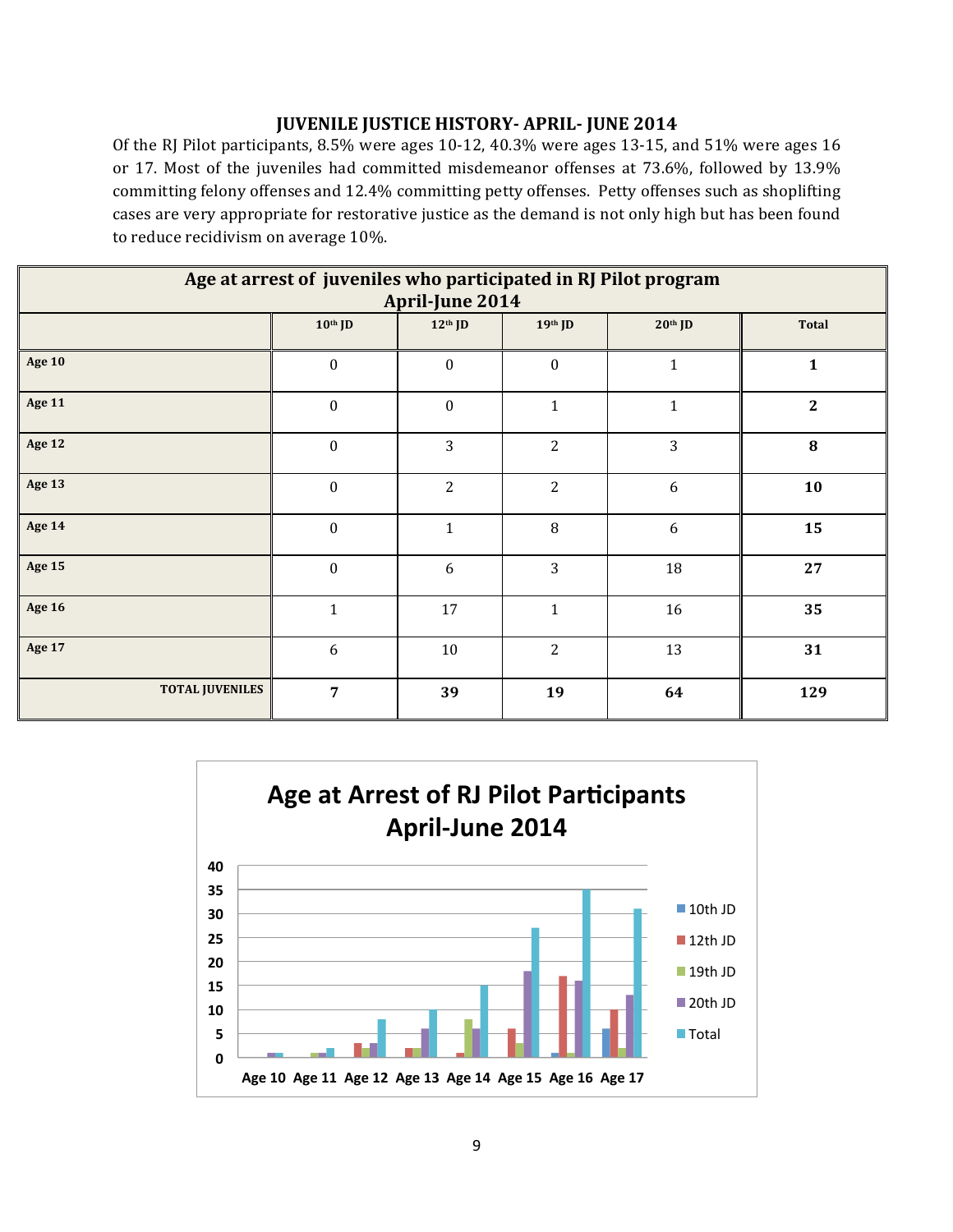## JUVENILE JUSTICE HISTORY- APRIL- JUNE 2014

Of the RJ Pilot participants, 8.5% were ages 10-12, 40.3% were ages 13-15, and 51% were ages 16 or 17. Most of the juveniles had committed misdemeanor offenses at 73.6%, followed by 13.9% committing felony offenses and 12.4% committing petty offenses. Petty offenses such as shoplifting cases are very appropriate for restorative justice as the demand is not only high but has been found to reduce recidivism on average 10%.

| Age at arrest of juveniles who participated in RJ Pilot program April-June 2014 | | | | | |
|---|---|---|---|---|---|
| | 10th JD | 12th JD | 19th JD | 20th JD | Total |
| **Age 10** | 0 | 0 | 0 | 1 | **1** |
| **Age 11** | 0 | 0 | 1 | 1 | **2** |
| **Age 12** | 0 | 3 | 2 | 3 | **8** |
| **Age 13** | 0 | 2 | 2 | 6 | **10** |
| **Age 14** | 0 | 1 | 8 | 6 | **15** |
| **Age 15** | 0 | 6 | 3 | 18 | **27** |
| **Age 16** | 1 | 17 | 1 | 16 | **35** |
| **Age 17** | 6 | 10 | 2 | 13 | **31** |
| **TOTAL JUVENILES** | **7** | **39** | **19** | **64** | **129** |

**Age at Arrest of RJ Pilot Participants April-June 2014**

| | 10th JD | 12th JD | 19th JD | 20th JD | Total |
|---|---|---|---|---|---|
| Age 10 | 0 | 0 | 0 | 1 | 1 |
| Age 11 | 0 | 0 | 1 | 1 | 2 |
| Age 12 | 0 | 3 | 2 | 3 | 8 |
| Age 13 | 0 | 2 | 2 | 6 | 10 |
| Age 14 | 0 | 1 | 8 | 6 | 15 |
| Age 15 | 0 | 6 | 3 | 18 | 27 |
| Age 16 | 1 | 17 | 1 | 16 | 35 |
| Age 17 | 6 | 10 | 2 | 13 | 31 |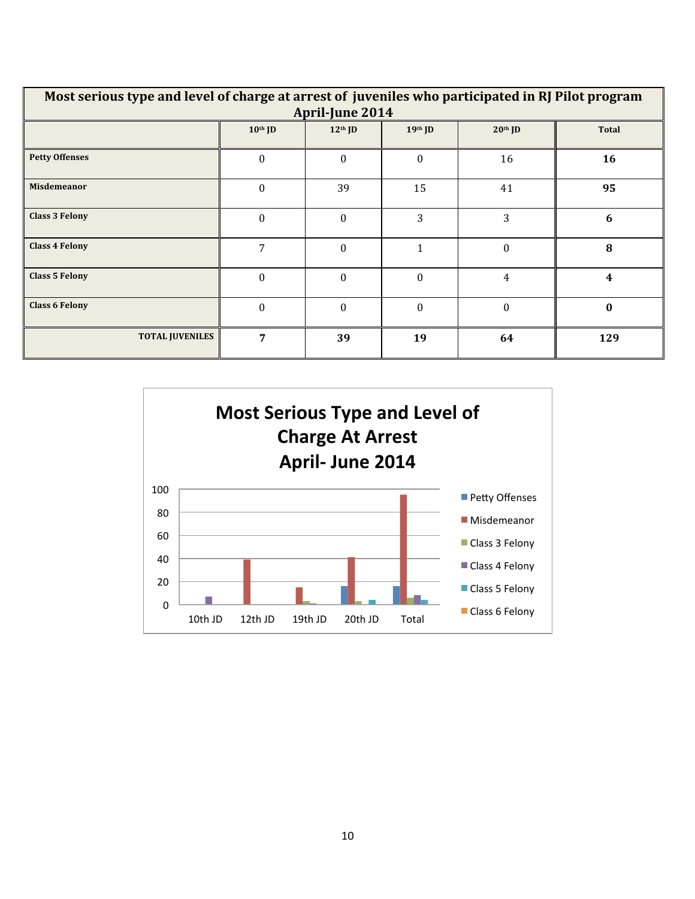| Most serious type and level of charge at arrest of juveniles who participated in RJ Pilot program April-June 2014 | | | | | |
|---|---|---|---|---|---|
| | 10th JD | 12th JD | 19th JD | 20th JD | Total |
| **Petty Offenses** | 0 | 0 | 0 | 16 | **16** |
| **Misdemeanor** | 0 | 39 | 15 | 41 | **95** |
| **Class 3 Felony** | 0 | 0 | 3 | 3 | **6** |
| **Class 4 Felony** | 7 | 0 | 1 | 0 | **8** |
| **Class 5 Felony** | 0 | 0 | 0 | 4 | **4** |
| **Class 6 Felony** | 0 | 0 | 0 | 0 | **0** |
| **TOTAL JUVENILES** | **7** | **39** | **19** | **64** | **129** |

**Most Serious Type and Level of Charge At Arrest April- June 2014**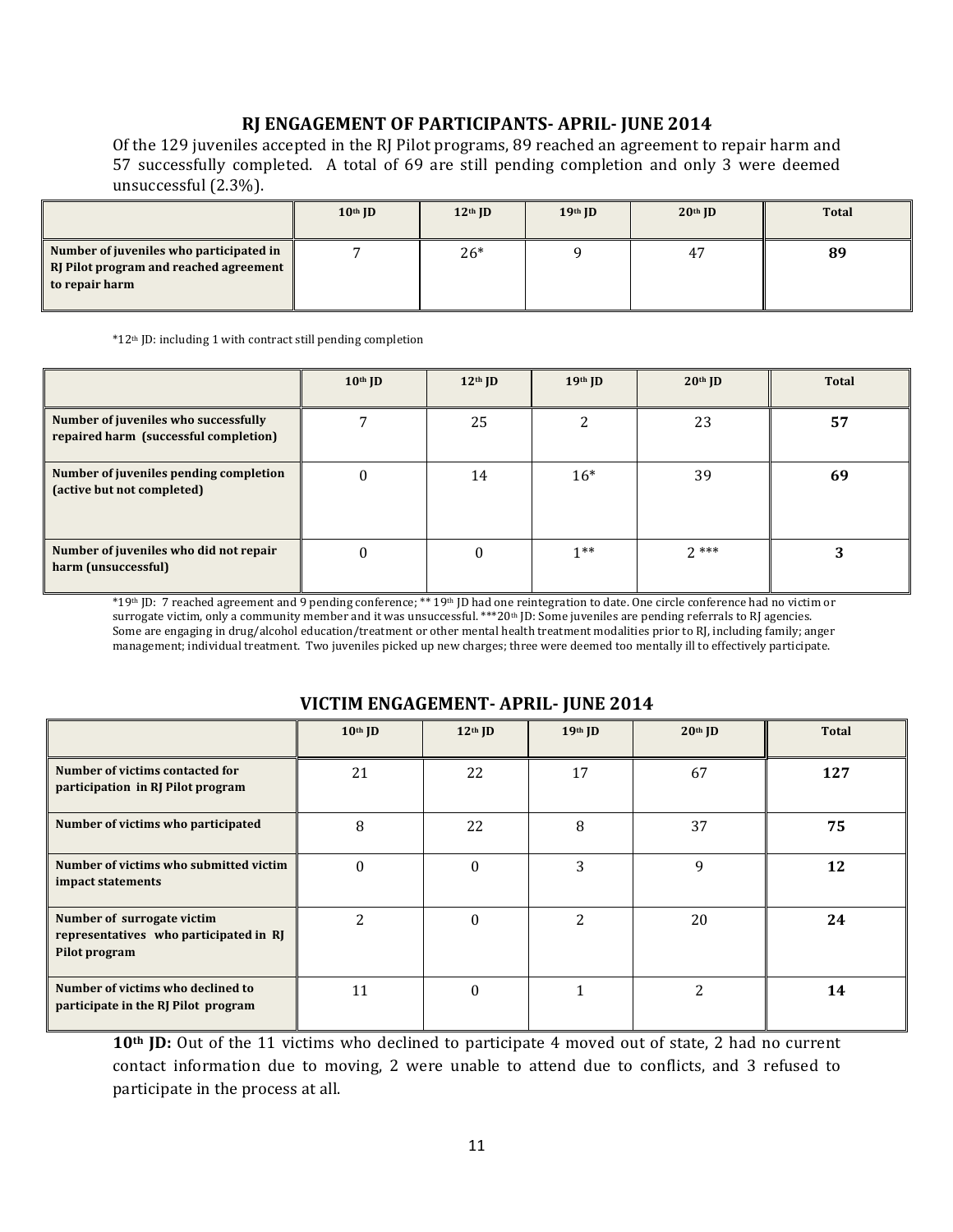## RJ ENGAGEMENT OF PARTICIPANTS- APRIL- JUNE 2014

Of the 129 juveniles accepted in the RJ Pilot programs, 89 reached an agreement to repair harm and 57 successfully completed. A total of 69 are still pending completion and only 3 were deemed unsuccessful (2.3%).

| | 10th JD | 12th JD | 19th JD | 20th JD | Total |
|---|---|---|---|---|---|
| **Number of juveniles who participated in RJ Pilot program and reached agreement to repair harm** | 7 | 26* | 9 | 47 | **89** |

*12th JD: including 1 with contract still pending completion

| | 10th JD | 12th JD | 19th JD | 20th JD | Total |
|---|---|---|---|---|---|
| **Number of juveniles who successfully repaired harm (successful completion)** | 7 | 25 | 2 | 23 | **57** |
| **Number of juveniles pending completion (active but not completed)** | 0 | 14 | 16* | 39 | **69** |
| **Number of juveniles who did not repair harm (unsuccessful)** | 0 | 0 | 1** | 2 *** | **3** |

*19th JD: 7 reached agreement and 9 pending conference; ** 19th JD had one reintegration to date. One circle conference had no victim or surrogate victim, only a community member and it was unsuccessful. ***20th JD: Some juveniles are pending referrals to RJ agencies. Some are engaging in drug/alcohol education/treatment or other mental health treatment modalities prior to RJ, including family; anger management; individual treatment. Two juveniles picked up new charges; three were deemed too mentally ill to effectively participate.

## VICTIM ENGAGEMENT- APRIL- JUNE 2014

| | 10th JD | 12th JD | 19th JD | 20th JD | Total |
|---|---|---|---|---|---|
| **Number of victims contacted for participation in RJ Pilot program** | 21 | 22 | 17 | 67 | **127** |
| **Number of victims who participated** | 8 | 22 | 8 | 37 | **75** |
| **Number of victims who submitted victim impact statements** | 0 | 0 | 3 | 9 | **12** |
| **Number of surrogate victim representatives who participated in RJ Pilot program** | 2 | 0 | 2 | 20 | **24** |
| **Number of victims who declined to participate in the RJ Pilot program** | 11 | 0 | 1 | 2 | **14** |

**10th JD:** Out of the 11 victims who declined to participate 4 moved out of state, 2 had no current contact information due to moving, 2 were unable to attend due to conflicts, and 3 refused to participate in the process at all.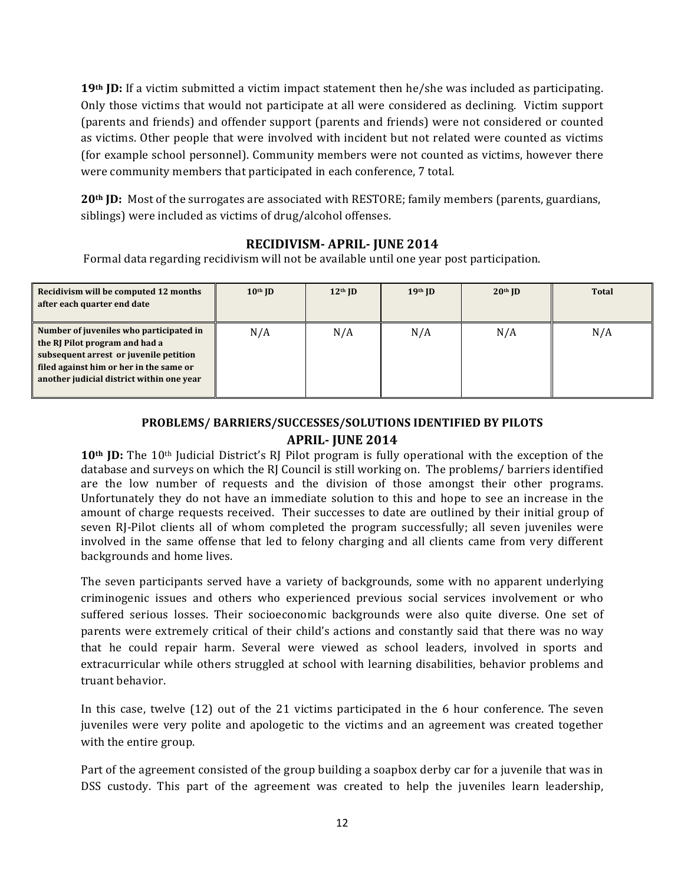**19th JD:** If a victim submitted a victim impact statement then he/she was included as participating. Only those victims that would not participate at all were considered as declining. Victim support (parents and friends) and offender support (parents and friends) were not considered or counted as victims. Other people that were involved with incident but not related were counted as victims (for example school personnel). Community members were not counted as victims, however there were community members that participated in each conference, 7 total.

**20th JD:** Most of the surrogates are associated with RESTORE; family members (parents, guardians, siblings) were included as victims of drug/alcohol offenses.

## RECIDIVISM- APRIL- JUNE 2014

Formal data regarding recidivism will not be available until one year post participation.

| Recidivism will be computed 12 months after each quarter end date | 10th JD | 12th JD | 19th JD | 20th JD | Total |
|---|---|---|---|---|---|
| **Number of juveniles who participated in the RJ Pilot program and had a subsequent arrest or juvenile petition filed against him or her in the same or another judicial district within one year** | N/A | N/A | N/A | N/A | N/A |

## PROBLEMS/ BARRIERS/SUCCESSES/SOLUTIONS IDENTIFIED BY PILOTS APRIL- JUNE 2014

**10th JD:** The 10th Judicial District's RJ Pilot program is fully operational with the exception of the database and surveys on which the RJ Council is still working on. The problems/ barriers identified are the low number of requests and the division of those amongst their other programs. Unfortunately they do not have an immediate solution to this and hope to see an increase in the amount of charge requests received. Their successes to date are outlined by their initial group of seven RJ-Pilot clients all of whom completed the program successfully; all seven juveniles were involved in the same offense that led to felony charging and all clients came from very different backgrounds and home lives.

The seven participants served have a variety of backgrounds, some with no apparent underlying criminogenic issues and others who experienced previous social services involvement or who suffered serious losses. Their socioeconomic backgrounds were also quite diverse. One set of parents were extremely critical of their child's actions and constantly said that there was no way that he could repair harm. Several were viewed as school leaders, involved in sports and extracurricular while others struggled at school with learning disabilities, behavior problems and truant behavior.

In this case, twelve (12) out of the 21 victims participated in the 6 hour conference. The seven juveniles were very polite and apologetic to the victims and an agreement was created together with the entire group.

Part of the agreement consisted of the group building a soapbox derby car for a juvenile that was in DSS custody. This part of the agreement was created to help the juveniles learn leadership,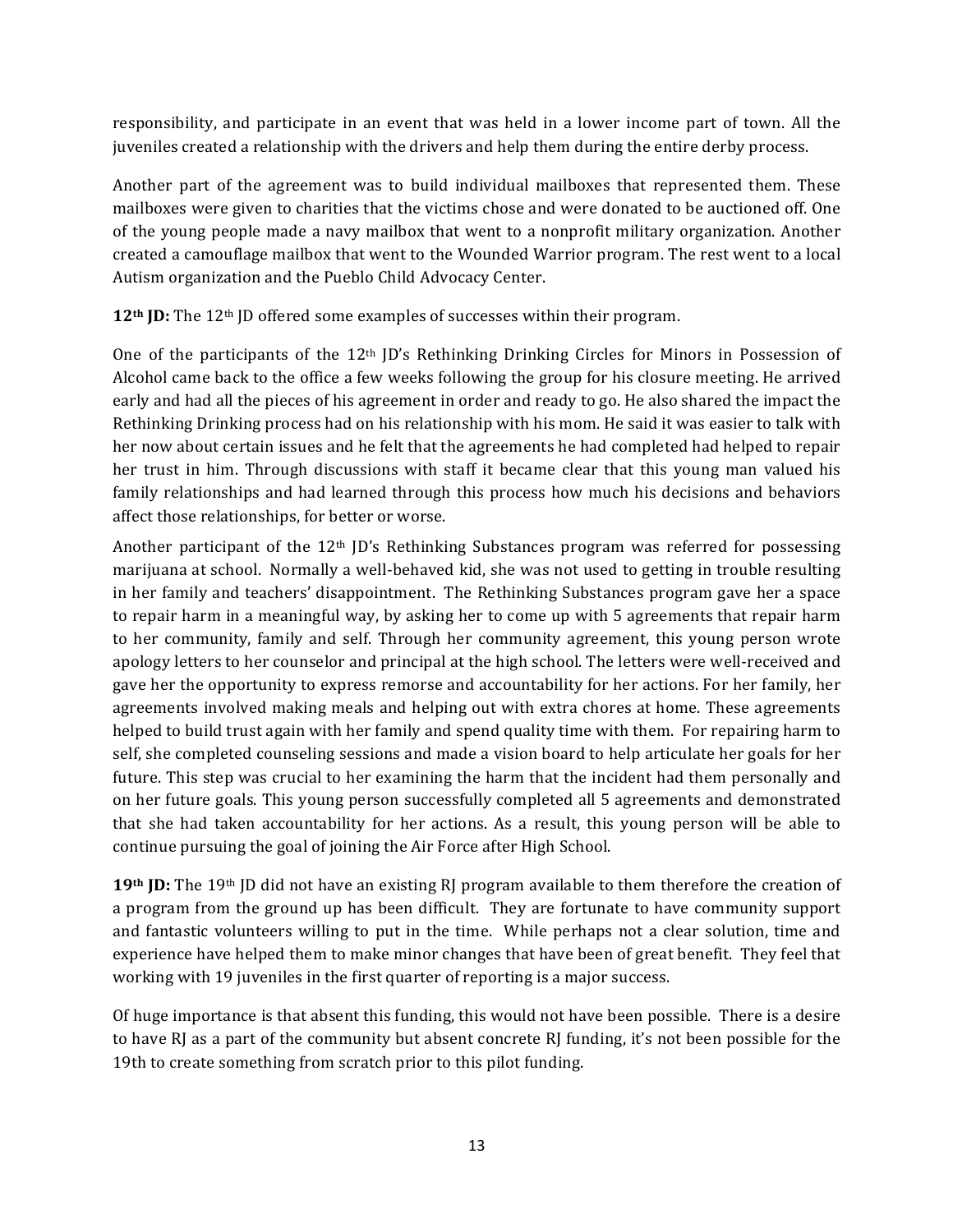responsibility, and participate in an event that was held in a lower income part of town. All the juveniles created a relationship with the drivers and help them during the entire derby process.

Another part of the agreement was to build individual mailboxes that represented them. These mailboxes were given to charities that the victims chose and were donated to be auctioned off. One of the young people made a navy mailbox that went to a nonprofit military organization. Another created a camouflage mailbox that went to the Wounded Warrior program. The rest went to a local Autism organization and the Pueblo Child Advocacy Center.

**12th JD:** The 12th JD offered some examples of successes within their program.

One of the participants of the 12th JD's Rethinking Drinking Circles for Minors in Possession of Alcohol came back to the office a few weeks following the group for his closure meeting. He arrived early and had all the pieces of his agreement in order and ready to go. He also shared the impact the Rethinking Drinking process had on his relationship with his mom. He said it was easier to talk with her now about certain issues and he felt that the agreements he had completed had helped to repair her trust in him. Through discussions with staff it became clear that this young man valued his family relationships and had learned through this process how much his decisions and behaviors affect those relationships, for better or worse.

Another participant of the 12th JD's Rethinking Substances program was referred for possessing marijuana at school. Normally a well-behaved kid, she was not used to getting in trouble resulting in her family and teachers' disappointment. The Rethinking Substances program gave her a space to repair harm in a meaningful way, by asking her to come up with 5 agreements that repair harm to her community, family and self. Through her community agreement, this young person wrote apology letters to her counselor and principal at the high school. The letters were well-received and gave her the opportunity to express remorse and accountability for her actions. For her family, her agreements involved making meals and helping out with extra chores at home. These agreements helped to build trust again with her family and spend quality time with them. For repairing harm to self, she completed counseling sessions and made a vision board to help articulate her goals for her future. This step was crucial to her examining the harm that the incident had them personally and on her future goals. This young person successfully completed all 5 agreements and demonstrated that she had taken accountability for her actions. As a result, this young person will be able to continue pursuing the goal of joining the Air Force after High School.

**19th JD:** The 19th JD did not have an existing RJ program available to them therefore the creation of a program from the ground up has been difficult. They are fortunate to have community support and fantastic volunteers willing to put in the time. While perhaps not a clear solution, time and experience have helped them to make minor changes that have been of great benefit. They feel that working with 19 juveniles in the first quarter of reporting is a major success.

Of huge importance is that absent this funding, this would not have been possible. There is a desire to have RJ as a part of the community but absent concrete RJ funding, it's not been possible for the 19th to create something from scratch prior to this pilot funding.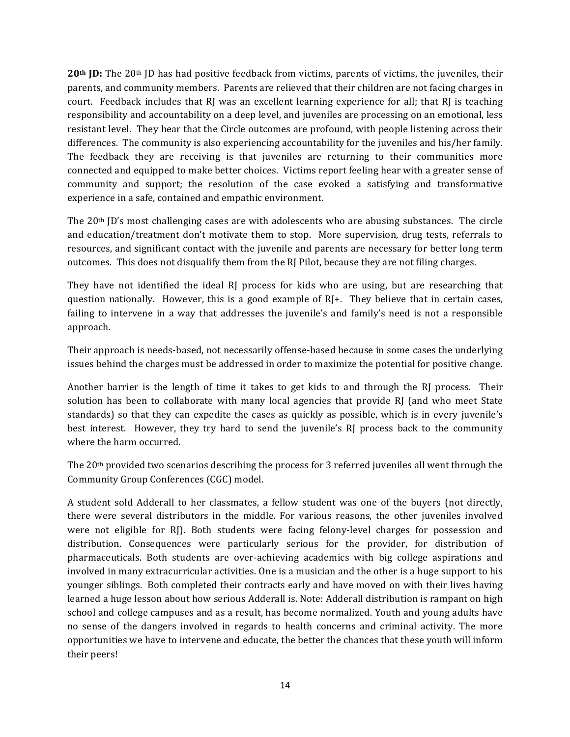**20th JD:** The 20th JD has had positive feedback from victims, parents of victims, the juveniles, their parents, and community members. Parents are relieved that their children are not facing charges in court. Feedback includes that RJ was an excellent learning experience for all; that RJ is teaching responsibility and accountability on a deep level, and juveniles are processing on an emotional, less resistant level. They hear that the Circle outcomes are profound, with people listening across their differences. The community is also experiencing accountability for the juveniles and his/her family. The feedback they are receiving is that juveniles are returning to their communities more connected and equipped to make better choices. Victims report feeling hear with a greater sense of community and support; the resolution of the case evoked a satisfying and transformative experience in a safe, contained and empathic environment.

The 20th JD's most challenging cases are with adolescents who are abusing substances. The circle and education/treatment don't motivate them to stop. More supervision, drug tests, referrals to resources, and significant contact with the juvenile and parents are necessary for better long term outcomes. This does not disqualify them from the RJ Pilot, because they are not filing charges.

They have not identified the ideal RJ process for kids who are using, but are researching that question nationally. However, this is a good example of RJ+. They believe that in certain cases, failing to intervene in a way that addresses the juvenile's and family's need is not a responsible approach.

Their approach is needs-based, not necessarily offense-based because in some cases the underlying issues behind the charges must be addressed in order to maximize the potential for positive change.

Another barrier is the length of time it takes to get kids to and through the RJ process. Their solution has been to collaborate with many local agencies that provide RJ (and who meet State standards) so that they can expedite the cases as quickly as possible, which is in every juvenile's best interest. However, they try hard to send the juvenile's RJ process back to the community where the harm occurred.

The 20th provided two scenarios describing the process for 3 referred juveniles all went through the Community Group Conferences (CGC) model.

A student sold Adderall to her classmates, a fellow student was one of the buyers (not directly, there were several distributors in the middle. For various reasons, the other juveniles involved were not eligible for RJ). Both students were facing felony-level charges for possession and distribution. Consequences were particularly serious for the provider, for distribution of pharmaceuticals. Both students are over-achieving academics with big college aspirations and involved in many extracurricular activities. One is a musician and the other is a huge support to his younger siblings. Both completed their contracts early and have moved on with their lives having learned a huge lesson about how serious Adderall is. Note: Adderall distribution is rampant on high school and college campuses and as a result, has become normalized. Youth and young adults have no sense of the dangers involved in regards to health concerns and criminal activity. The more opportunities we have to intervene and educate, the better the chances that these youth will inform their peers!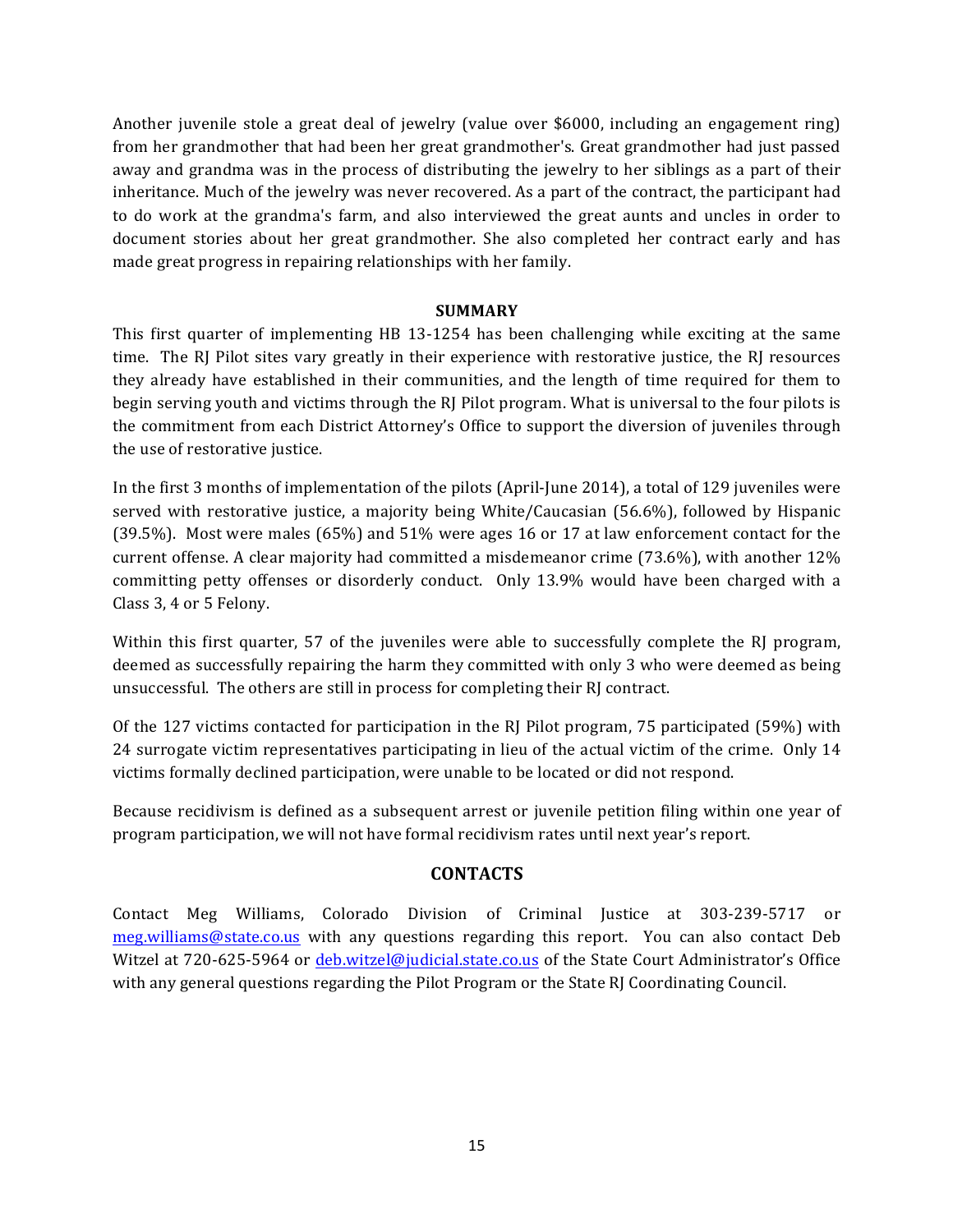Another juvenile stole a great deal of jewelry (value over $6000, including an engagement ring) from her grandmother that had been her great grandmother's. Great grandmother had just passed away and grandma was in the process of distributing the jewelry to her siblings as a part of their inheritance. Much of the jewelry was never recovered. As a part of the contract, the participant had to do work at the grandma's farm, and also interviewed the great aunts and uncles in order to document stories about her great grandmother. She also completed her contract early and has made great progress in repairing relationships with her family.

**SUMMARY**

This first quarter of implementing HB 13-1254 has been challenging while exciting at the same time. The RJ Pilot sites vary greatly in their experience with restorative justice, the RJ resources they already have established in their communities, and the length of time required for them to begin serving youth and victims through the RJ Pilot program. What is universal to the four pilots is the commitment from each District Attorney's Office to support the diversion of juveniles through the use of restorative justice.

In the first 3 months of implementation of the pilots (April-June 2014), a total of 129 juveniles were served with restorative justice, a majority being White/Caucasian (56.6%), followed by Hispanic (39.5%). Most were males (65%) and 51% were ages 16 or 17 at law enforcement contact for the current offense. A clear majority had committed a misdemeanor crime (73.6%), with another 12% committing petty offenses or disorderly conduct. Only 13.9% would have been charged with a Class 3, 4 or 5 Felony.

Within this first quarter, 57 of the juveniles were able to successfully complete the RJ program, deemed as successfully repairing the harm they committed with only 3 who were deemed as being unsuccessful. The others are still in process for completing their RJ contract.

Of the 127 victims contacted for participation in the RJ Pilot program, 75 participated (59%) with 24 surrogate victim representatives participating in lieu of the actual victim of the crime. Only 14 victims formally declined participation, were unable to be located or did not respond.

Because recidivism is defined as a subsequent arrest or juvenile petition filing within one year of program participation, we will not have formal recidivism rates until next year's report.

## CONTACTS

Contact Meg Williams, Colorado Division of Criminal Justice at 303-239-5717 or meg.williams@state.co.us with any questions regarding this report. You can also contact Deb Witzel at 720-625-5964 or deb.witzel@judicial.state.co.us of the State Court Administrator's Office with any general questions regarding the Pilot Program or the State RJ Coordinating Council.